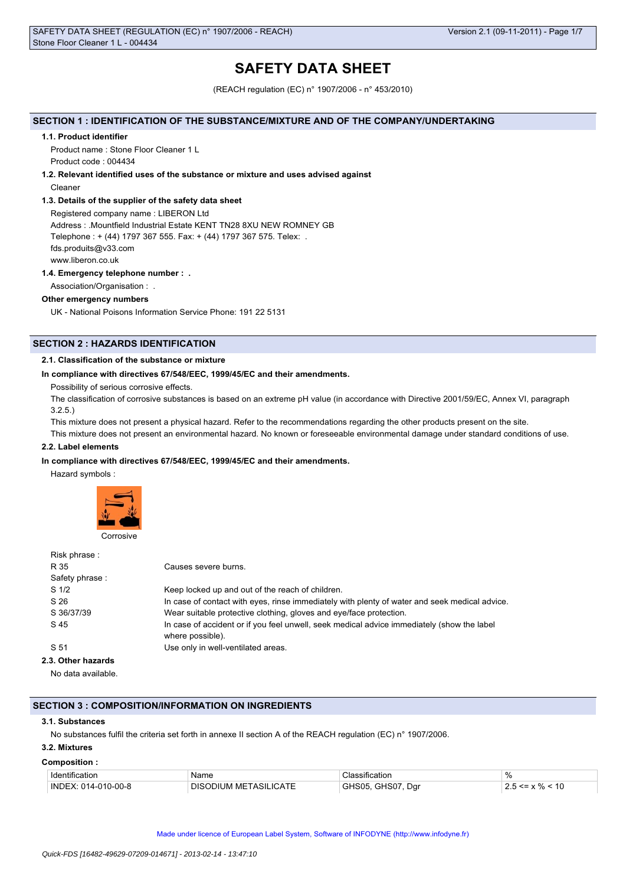# SAFETY DATA SHEET

(REACH regulation (EC) n° 1907/2006 - n° 453/2010)

## SECTION 1 : IDENTIFICATION OF THE SUBSTANCE/MIXTURE AND OF THE COMPANY/UNDERTAKING

### 1.1. Product identifier

Product name : Stone Floor Cleaner 1 L

Product code : 004434

### 1.2. Relevant identified uses of the substance or mixture and uses advised against

Cleaner

### 1.3. Details of the supplier of the safety data sheet

Registered company name : LIBERON Ltd

Address : .Mountfield Industrial Estate KENT TN28 8XU NEW ROMNEY GB

Telephone : + (44) 1797 367 555. Fax: + (44) 1797 367 575. Telex: .

fds.produits@v33.com

www.liberon.co.uk

### 1.4. Emergency telephone number : .

Association/Organisation : .

**Other emergency numbers**

UK - National Poisons Information Service Phone: 191 22 5131

## SECTION 2 : HAZARDS IDENTIFICATION

### 2.1. Classification of the substance or mixture

**In compliance with directives 67/548/EEC, 1999/45/EC and their amendments.**

Possibility of serious corrosive effects.

The classification of corrosive substances is based on an extreme pH value (in accordance with Directive 2001/59/EC, Annex VI, paragraph 3.2.5.)

This mixture does not present a physical hazard. Refer to the recommendations regarding the other products present on the site.

This mixture does not present an environmental hazard. No known or foreseeable environmental damage under standard conditions of use.

### 2.2. Label elements

**In compliance with directives 67/548/EEC, 1999/45/EC and their amendments.**

Hazard symbols :

Corrosive

Risk phrase :

| | |
|---|---|
| R 35 | Causes severe burns. |

Safety phrase :

| | |
|---|---|
| S 1/2 | Keep locked up and out of the reach of children. |
| S 26 | In case of contact with eyes, rinse immediately with plenty of water and seek medical advice. |
| S 36/37/39 | Wear suitable protective clothing, gloves and eye/face protection. |
| S 45 | In case of accident or if you feel unwell, seek medical advice immediately (show the label where possible). |
| S 51 | Use only in well-ventilated areas. |

### 2.3. Other hazards

No data available.

## SECTION 3 : COMPOSITION/INFORMATION ON INGREDIENTS

### 3.1. Substances

No substances fulfil the criteria set forth in annexe II section A of the REACH regulation (EC) n° 1907/2006.

### 3.2. Mixtures

**Composition :**

| Identification | Name | Classification | % |
|---|---|---|---|
| INDEX: 014-010-00-8 | DISODIUM METASILICATE | GHS05, GHS07, Dgr | 2.5 <= x % < 10 |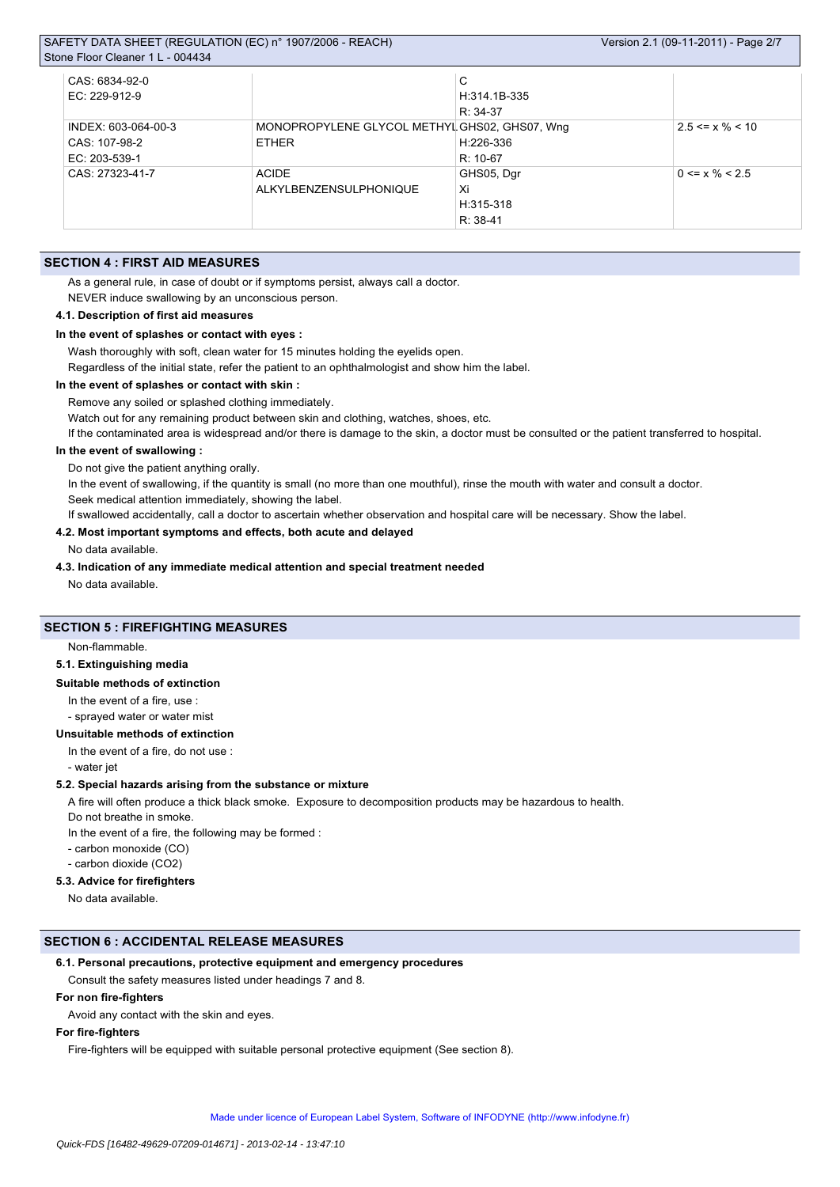| | | | |
|---|---|---|---|
| CAS: 6834-92-0<br>EC: 229-912-9 | | C<br>H:314.1B-335<br>R: 34-37 | |
| INDEX: 603-064-00-3<br>CAS: 107-98-2<br>EC: 203-539-1 | MONOPROPYLENE GLYCOL METHYL ETHER | GHS02, GHS07, Wng<br>H:226-336<br>R: 10-67 | 2.5 <= x % < 10 |
| CAS: 27323-41-7 | ACIDE ALKYLBENZENSULPHONIQUE | GHS05, Dgr<br>Xi<br>H:315-318<br>R: 38-41 | 0 <= x % < 2.5 |

## SECTION 4 : FIRST AID MEASURES

As a general rule, in case of doubt or if symptoms persist, always call a doctor.

NEVER induce swallowing by an unconscious person.

### 4.1. Description of first aid measures

**In the event of splashes or contact with eyes :**

Wash thoroughly with soft, clean water for 15 minutes holding the eyelids open.

Regardless of the initial state, refer the patient to an ophthalmologist and show him the label.

**In the event of splashes or contact with skin :**

Remove any soiled or splashed clothing immediately.

Watch out for any remaining product between skin and clothing, watches, shoes, etc.

If the contaminated area is widespread and/or there is damage to the skin, a doctor must be consulted or the patient transferred to hospital.

**In the event of swallowing :**

Do not give the patient anything orally.

In the event of swallowing, if the quantity is small (no more than one mouthful), rinse the mouth with water and consult a doctor.

Seek medical attention immediately, showing the label.

If swallowed accidentally, call a doctor to ascertain whether observation and hospital care will be necessary. Show the label.

### 4.2. Most important symptoms and effects, both acute and delayed

No data available.

### 4.3. Indication of any immediate medical attention and special treatment needed

No data available.

## SECTION 5 : FIREFIGHTING MEASURES

Non-flammable.

### 5.1. Extinguishing media

**Suitable methods of extinction**

In the event of a fire, use :

- sprayed water or water mist

**Unsuitable methods of extinction**

In the event of a fire, do not use :

- water jet

### 5.2. Special hazards arising from the substance or mixture

A fire will often produce a thick black smoke. Exposure to decomposition products may be hazardous to health.

Do not breathe in smoke.

In the event of a fire, the following may be formed :

- carbon monoxide (CO)
- carbon dioxide ($CO_2$)

### 5.3. Advice for firefighters

No data available.

## SECTION 6 : ACCIDENTAL RELEASE MEASURES

### 6.1. Personal precautions, protective equipment and emergency procedures

Consult the safety measures listed under headings 7 and 8.

**For non fire-fighters**

Avoid any contact with the skin and eyes.

**For fire-fighters**

Fire-fighters will be equipped with suitable personal protective equipment (See section 8).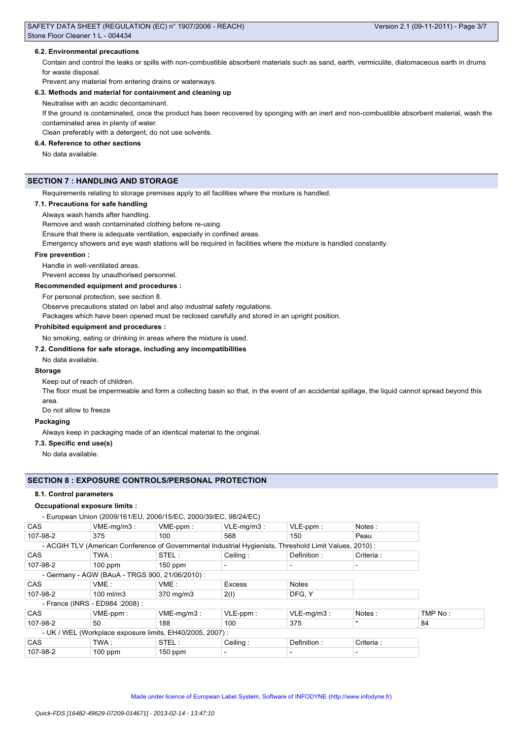#### 6.2. Environmental precautions

Contain and control the leaks or spills with non-combustible absorbent materials such as sand, earth, vermiculite, diatomaceous earth in drums for waste disposal.

Prevent any material from entering drains or waterways.

#### 6.3. Methods and material for containment and cleaning up

Neutralise with an acidic decontaminant.

If the ground is contaminated, once the product has been recovered by sponging with an inert and non-combustible absorbent material, wash the contaminated area in plenty of water.

Clean preferably with a detergent, do not use solvents.

#### 6.4. Reference to other sections

No data available.

## SECTION 7 : HANDLING AND STORAGE

Requirements relating to storage premises apply to all facilities where the mixture is handled.

#### 7.1. Precautions for safe handling

Always wash hands after handling.

Remove and wash contaminated clothing before re-using.

Ensure that there is adequate ventilation, especially in confined areas.

Emergency showers and eye wash stations will be required in facilities where the mixture is handled constantly.

**Fire prevention :**

Handle in well-ventilated areas.

Prevent access by unauthorised personnel.

**Recommended equipment and procedures :**

For personal protection, see section 8.

Observe precautions stated on label and also industrial safety regulations.

Packages which have been opened must be reclosed carefully and stored in an upright position.

**Prohibited equipment and procedures :**

No smoking, eating or drinking in areas where the mixture is used.

#### 7.2. Conditions for safe storage, including any incompatibilities

No data available.

**Storage**

Keep out of reach of children.

The floor must be impermeable and form a collecting basin so that, in the event of an accidental spillage, the liquid cannot spread beyond this area.

Do not allow to freeze

**Packaging**

Always keep in packaging made of an identical material to the original.

#### 7.3. Specific end use(s)

No data available.

## SECTION 8 : EXPOSURE CONTROLS/PERSONAL PROTECTION

#### 8.1. Control parameters

**Occupational exposure limits :**

- European Union (2009/161/EU, 2006/15/EC, 2000/39/EC, 98/24/EC)

| CAS | VME-mg/m3 : | VME-ppm : | VLE-mg/m3 : | VLE-ppm : | Notes : |
|---|---|---|---|---|---|
| 107-98-2 | 375 | 100 | 568 | 150 | Peau |

- ACGIH TLV (American Conference of Governmental Industrial Hygienists, Threshold Limit Values, 2010) :

| CAS | TWA : | STEL : | Ceiling : | Definition : | Criteria : |
|---|---|---|---|---|---|
| 107-98-2 | 100 ppm | 150 ppm | - | - | - |

- Germany - AGW (BAuA - TRGS 900, 21/06/2010) :

| CAS | VME : | VME : | Excess | Notes |
|---|---|---|---|---|
| 107-98-2 | 100 ml/m3 | 370 mg/m3 | 2(I) | DFG, Y |

- France (INRS - ED984 :2008) :

| CAS | VME-ppm : | VME-mg/m3 : | VLE-ppm : | VLE-mg/m3 : | Notes : | TMP No : |
|---|---|---|---|---|---|---|
| 107-98-2 | 50 | 188 | 100 | 375 | * | 84 |

- UK / WEL (Workplace exposure limits, EH40/2005, 2007) :

| CAS | TWA : | STEL : | Ceiling : | Definition : | Criteria : |
|---|---|---|---|---|---|
| 107-98-2 | 100 ppm | 150 ppm | - | - | - |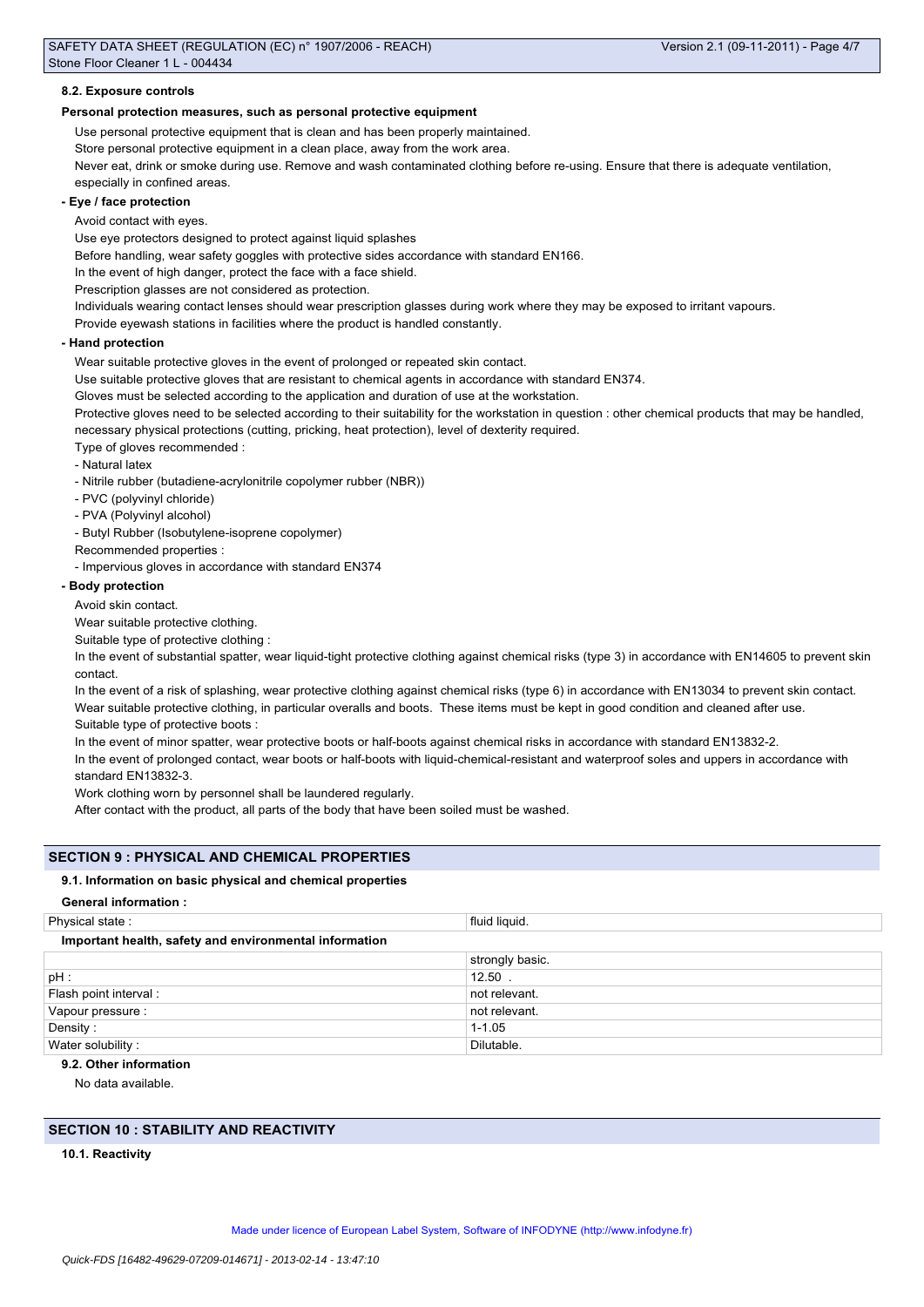#### 8.2. Exposure controls

**Personal protection measures, such as personal protective equipment**

Use personal protective equipment that is clean and has been properly maintained.

Store personal protective equipment in a clean place, away from the work area.

Never eat, drink or smoke during use. Remove and wash contaminated clothing before re-using. Ensure that there is adequate ventilation, especially in confined areas.

**- Eye / face protection**

Avoid contact with eyes.

Use eye protectors designed to protect against liquid splashes

Before handling, wear safety goggles with protective sides accordance with standard EN166.

In the event of high danger, protect the face with a face shield.

Prescription glasses are not considered as protection.

Individuals wearing contact lenses should wear prescription glasses during work where they may be exposed to irritant vapours.

Provide eyewash stations in facilities where the product is handled constantly.

**- Hand protection**

Wear suitable protective gloves in the event of prolonged or repeated skin contact.

Use suitable protective gloves that are resistant to chemical agents in accordance with standard EN374.

Gloves must be selected according to the application and duration of use at the workstation.

Protective gloves need to be selected according to their suitability for the workstation in question : other chemical products that may be handled, necessary physical protections (cutting, pricking, heat protection), level of dexterity required.

Type of gloves recommended :

- Natural latex
- Nitrile rubber (butadiene-acrylonitrile copolymer rubber (NBR))
- PVC (polyvinyl chloride)
- PVA (Polyvinyl alcohol)
- Butyl Rubber (Isobutylene-isoprene copolymer)

Recommended properties :

- Impervious gloves in accordance with standard EN374

**- Body protection**

Avoid skin contact.

Wear suitable protective clothing.

Suitable type of protective clothing :

In the event of substantial spatter, wear liquid-tight protective clothing against chemical risks (type 3) in accordance with EN14605 to prevent skin contact.

In the event of a risk of splashing, wear protective clothing against chemical risks (type 6) in accordance with EN13034 to prevent skin contact.

Wear suitable protective clothing, in particular overalls and boots. These items must be kept in good condition and cleaned after use.

Suitable type of protective boots :

In the event of minor spatter, wear protective boots or half-boots against chemical risks in accordance with standard EN13832-2.

In the event of prolonged contact, wear boots or half-boots with liquid-chemical-resistant and waterproof soles and uppers in accordance with standard EN13832-3.

Work clothing worn by personnel shall be laundered regularly.

After contact with the product, all parts of the body that have been soiled must be washed.

## SECTION 9 : PHYSICAL AND CHEMICAL PROPERTIES

#### 9.1. Information on basic physical and chemical properties

**General information :**

| Physical state : | fluid liquid. |
|---|---|

**Important health, safety and environmental information**

| | strongly basic. |
|---|---|
| pH : | 12.50 . |
| Flash point interval : | not relevant. |
| Vapour pressure : | not relevant. |
| Density : | 1-1.05 |
| Water solubility : | Dilutable. |

#### 9.2. Other information

No data available.

## SECTION 10 : STABILITY AND REACTIVITY

#### 10.1. Reactivity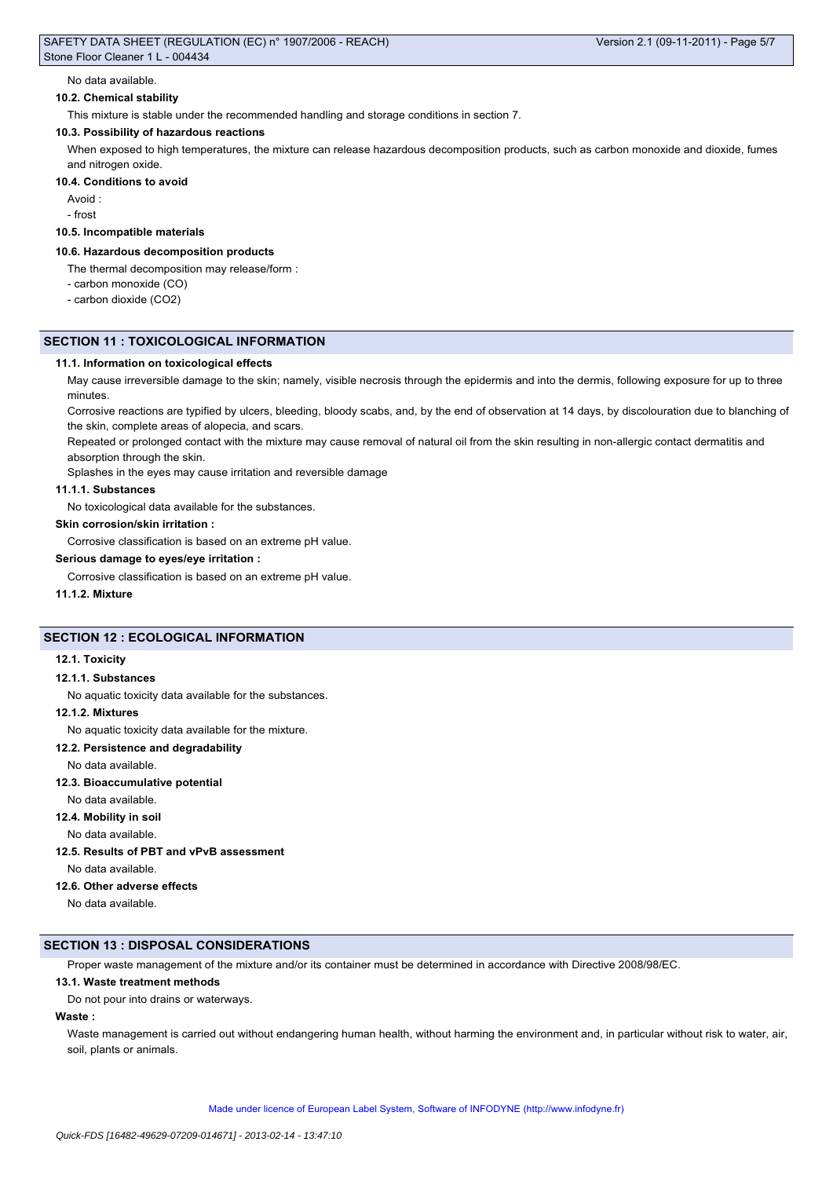No data available.

### 10.2. Chemical stability

This mixture is stable under the recommended handling and storage conditions in section 7.

### 10.3. Possibility of hazardous reactions

When exposed to high temperatures, the mixture can release hazardous decomposition products, such as carbon monoxide and dioxide, fumes and nitrogen oxide.

### 10.4. Conditions to avoid

Avoid :

- frost

### 10.5. Incompatible materials

### 10.6. Hazardous decomposition products

The thermal decomposition may release/form :

- carbon monoxide (CO)
- carbon dioxide ($CO_2$)

## SECTION 11 : TOXICOLOGICAL INFORMATION

### 11.1. Information on toxicological effects

May cause irreversible damage to the skin; namely, visible necrosis through the epidermis and into the dermis, following exposure for up to three minutes.

Corrosive reactions are typified by ulcers, bleeding, bloody scabs, and, by the end of observation at 14 days, by discolouration due to blanching of the skin, complete areas of alopecia, and scars.

Repeated or prolonged contact with the mixture may cause removal of natural oil from the skin resulting in non-allergic contact dermatitis and absorption through the skin.

Splashes in the eyes may cause irritation and reversible damage

#### 11.1.1. Substances

No toxicological data available for the substances.

**Skin corrosion/skin irritation :**

Corrosive classification is based on an extreme pH value.

**Serious damage to eyes/eye irritation :**

Corrosive classification is based on an extreme pH value.

#### 11.1.2. Mixture

## SECTION 12 : ECOLOGICAL INFORMATION

### 12.1. Toxicity

#### 12.1.1. Substances

No aquatic toxicity data available for the substances.

#### 12.1.2. Mixtures

No aquatic toxicity data available for the mixture.

### 12.2. Persistence and degradability

No data available.

### 12.3. Bioaccumulative potential

No data available.

### 12.4. Mobility in soil

No data available.

### 12.5. Results of PBT and vPvB assessment

No data available.

### 12.6. Other adverse effects

No data available.

## SECTION 13 : DISPOSAL CONSIDERATIONS

Proper waste management of the mixture and/or its container must be determined in accordance with Directive 2008/98/EC.

### 13.1. Waste treatment methods

Do not pour into drains or waterways.

**Waste :**

Waste management is carried out without endangering human health, without harming the environment and, in particular without risk to water, air, soil, plants or animals.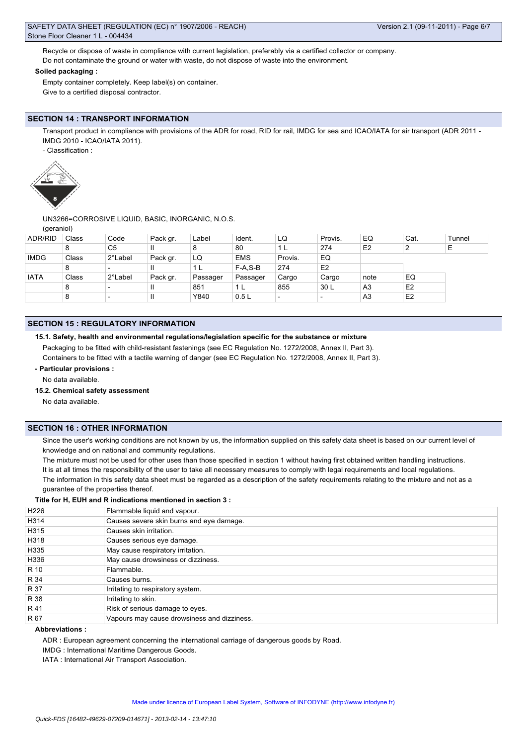Recycle or dispose of waste in compliance with current legislation, preferably via a certified collector or company.
Do not contaminate the ground or water with waste, do not dispose of waste into the environment.

**Soiled packaging :**

Empty container completely. Keep label(s) on container.
Give to a certified disposal contractor.

## SECTION 14 : TRANSPORT INFORMATION

Transport product in compliance with provisions of the ADR for road, RID for rail, IMDG for sea and ICAO/IATA for air transport (ADR 2011 - IMDG 2010 - ICAO/IATA 2011).

- Classification :

UN3266=CORROSIVE LIQUID, BASIC, INORGANIC, N.O.S.
(geraniol)

| ADR/RID | Class | Code | Pack gr. | Label | Ident. | LQ | Provis. | EQ | Cat. | Tunnel |
|---|---|---|---|---|---|---|---|---|---|---|
| | 8 | C5 | II | 8 | 80 | 1 L | 274 | E2 | 2 | E |
| IMDG | Class | 2°Label | Pack gr. | LQ | EMS | Provis. | EQ | | | |
| | 8 | - | II | 1 L | F-A,S-B | 274 | E2 | | | |
| IATA | Class | 2°Label | Pack gr. | Passager | Passager | Cargo | Cargo | note | EQ | |
| | 8 | - | II | 851 | 1 L | 855 | 30 L | A3 | E2 | |
| | 8 | - | II | Y840 | 0.5 L | - | - | A3 | E2 | |

## SECTION 15 : REGULATORY INFORMATION

### 15.1. Safety, health and environmental regulations/legislation specific for the substance or mixture

Packaging to be fitted with child-resistant fastenings (see EC Regulation No. 1272/2008, Annex II, Part 3).
Containers to be fitted with a tactile warning of danger (see EC Regulation No. 1272/2008, Annex II, Part 3).

**- Particular provisions :**

No data available.

### 15.2. Chemical safety assessment

No data available.

## SECTION 16 : OTHER INFORMATION

Since the user's working conditions are not known by us, the information supplied on this safety data sheet is based on our current level of knowledge and on national and community regulations.
The mixture must not be used for other uses than those specified in section 1 without having first obtained written handling instructions.
It is at all times the responsibility of the user to take all necessary measures to comply with legal requirements and local regulations.
The information in this safety data sheet must be regarded as a description of the safety requirements relating to the mixture and not as a guarantee of the properties thereof.

**Title for H, EUH and R indications mentioned in section 3 :**

| | |
|---|---|
| H226 | Flammable liquid and vapour. |
| H314 | Causes severe skin burns and eye damage. |
| H315 | Causes skin irritation. |
| H318 | Causes serious eye damage. |
| H335 | May cause respiratory irritation. |
| H336 | May cause drowsiness or dizziness. |
| R 10 | Flammable. |
| R 34 | Causes burns. |
| R 37 | Irritating to respiratory system. |
| R 38 | Irritating to skin. |
| R 41 | Risk of serious damage to eyes. |
| R 67 | Vapours may cause drowsiness and dizziness. |

**Abbreviations :**

ADR : European agreement concerning the international carriage of dangerous goods by Road.
IMDG : International Maritime Dangerous Goods.
IATA : International Air Transport Association.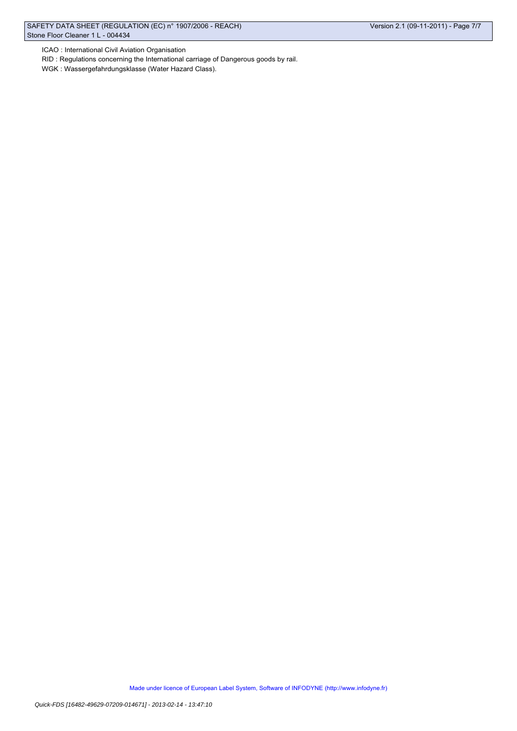ICAO : International Civil Aviation Organisation

RID : Regulations concerning the International carriage of Dangerous goods by rail.

WGK : Wassergefahrdungsklasse (Water Hazard Class).